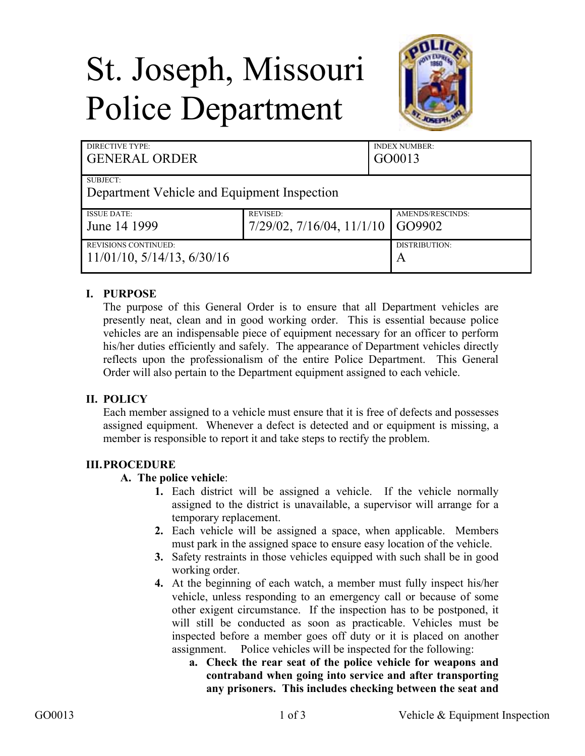# St. Joseph, Missouri Police Department

| DIRECTIVE TYPE: GENERAL ORDER | | INDEX NUMBER: GO0013 |
|---|---|---|
| SUBJECT: Department Vehicle and Equipment Inspection | | |
| ISSUE DATE: June 14 1999 | REVISED: 7/29/02, 7/16/04, 11/1/10 | AMENDS/RESCINDS: GO9902 |
| REVISIONS CONTINUED: 11/01/10, 5/14/13, 6/30/16 | | DISTRIBUTION: A |

## I. PURPOSE

The purpose of this General Order is to ensure that all Department vehicles are presently neat, clean and in good working order. This is essential because police vehicles are an indispensable piece of equipment necessary for an officer to perform his/her duties efficiently and safely. The appearance of Department vehicles directly reflects upon the professionalism of the entire Police Department. This General Order will also pertain to the Department equipment assigned to each vehicle.

## II. POLICY

Each member assigned to a vehicle must ensure that it is free of defects and possesses assigned equipment. Whenever a defect is detected and or equipment is missing, a member is responsible to report it and take steps to rectify the problem.

## III. PROCEDURE

**A. The police vehicle**:

1. Each district will be assigned a vehicle. If the vehicle normally assigned to the district is unavailable, a supervisor will arrange for a temporary replacement.
2. Each vehicle will be assigned a space, when applicable. Members must park in the assigned space to ensure easy location of the vehicle.
3. Safety restraints in those vehicles equipped with such shall be in good working order.
4. At the beginning of each watch, a member must fully inspect his/her vehicle, unless responding to an emergency call or because of some other exigent circumstance. If the inspection has to be postponed, it will still be conducted as soon as practicable. Vehicles must be inspected before a member goes off duty or it is placed on another assignment. Police vehicles will be inspected for the following:
   a. **Check the rear seat of the police vehicle for weapons and contraband when going into service and after transporting any prisoners. This includes checking between the seat and**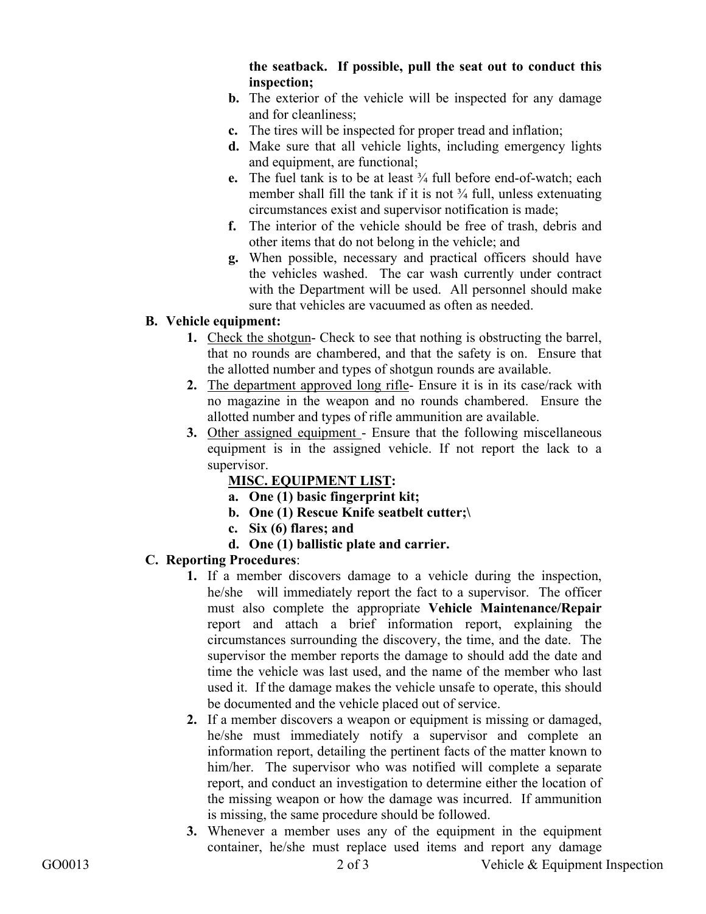**the seatback. If possible, pull the seat out to conduct this inspection;**

- **b.** The exterior of the vehicle will be inspected for any damage and for cleanliness;
- **c.** The tires will be inspected for proper tread and inflation;
- **d.** Make sure that all vehicle lights, including emergency lights and equipment, are functional;
- **e.** The fuel tank is to be at least ¾ full before end-of-watch; each member shall fill the tank if it is not ¾ full, unless extenuating circumstances exist and supervisor notification is made;
- **f.** The interior of the vehicle should be free of trash, debris and other items that do not belong in the vehicle; and
- **g.** When possible, necessary and practical officers should have the vehicles washed. The car wash currently under contract with the Department will be used. All personnel should make sure that vehicles are vacuumed as often as needed.

**B. Vehicle equipment:**

1. Check the shotgun- Check to see that nothing is obstructing the barrel, that no rounds are chambered, and that the safety is on. Ensure that the allotted number and types of shotgun rounds are available.
2. The department approved long rifle- Ensure it is in its case/rack with no magazine in the weapon and no rounds chambered. Ensure the allotted number and types of rifle ammunition are available.
3. Other assigned equipment - Ensure that the following miscellaneous equipment is in the assigned vehicle. If not report the lack to a supervisor.

   **MISC. EQUIPMENT LIST:**

   - **a. One (1) basic fingerprint kit;**
   - **b. One (1) Rescue Knife seatbelt cutter;\**
   - **c. Six (6) flares; and**
   - **d. One (1) ballistic plate and carrier.**

**C. Reporting Procedures**:

1. If a member discovers damage to a vehicle during the inspection, he/she will immediately report the fact to a supervisor. The officer must also complete the appropriate **Vehicle Maintenance/Repair** report and attach a brief information report, explaining the circumstances surrounding the discovery, the time, and the date. The supervisor the member reports the damage to should add the date and time the vehicle was last used, and the name of the member who last used it. If the damage makes the vehicle unsafe to operate, this should be documented and the vehicle placed out of service.
2. If a member discovers a weapon or equipment is missing or damaged, he/she must immediately notify a supervisor and complete an information report, detailing the pertinent facts of the matter known to him/her. The supervisor who was notified will complete a separate report, and conduct an investigation to determine either the location of the missing weapon or how the damage was incurred. If ammunition is missing, the same procedure should be followed.
3. Whenever a member uses any of the equipment in the equipment container, he/she must replace used items and report any damage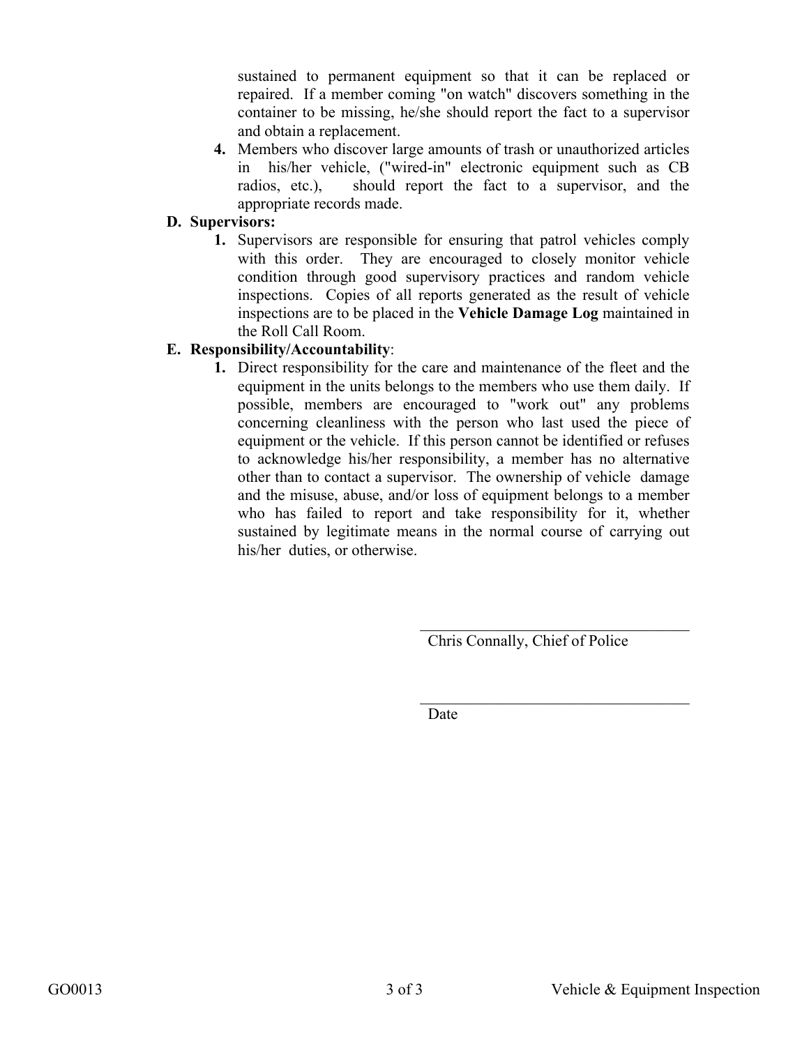sustained to permanent equipment so that it can be replaced or repaired. If a member coming "on watch" discovers something in the container to be missing, he/she should report the fact to a supervisor and obtain a replacement.

4. Members who discover large amounts of trash or unauthorized articles in his/her vehicle, ("wired-in" electronic equipment such as CB radios, etc.), should report the fact to a supervisor, and the appropriate records made.

**D. Supervisors:**

1. Supervisors are responsible for ensuring that patrol vehicles comply with this order. They are encouraged to closely monitor vehicle condition through good supervisory practices and random vehicle inspections. Copies of all reports generated as the result of vehicle inspections are to be placed in the **Vehicle Damage Log** maintained in the Roll Call Room.

**E. Responsibility/Accountability**:

1. Direct responsibility for the care and maintenance of the fleet and the equipment in the units belongs to the members who use them daily. If possible, members are encouraged to "work out" any problems concerning cleanliness with the person who last used the piece of equipment or the vehicle. If this person cannot be identified or refuses to acknowledge his/her responsibility, a member has no alternative other than to contact a supervisor. The ownership of vehicle damage and the misuse, abuse, and/or loss of equipment belongs to a member who has failed to report and take responsibility for it, whether sustained by legitimate means in the normal course of carrying out his/her duties, or otherwise.

\_\_\_\_\_\_\_\_\_\_\_\_\_\_\_\_\_\_\_\_\_\_\_\_\_\_\_\_\_\_\_\_\_\_\_

Chris Connally, Chief of Police

\_\_\_\_\_\_\_\_\_\_\_\_\_\_\_\_\_\_\_\_\_\_\_\_\_\_\_\_\_\_\_\_\_\_\_

Date